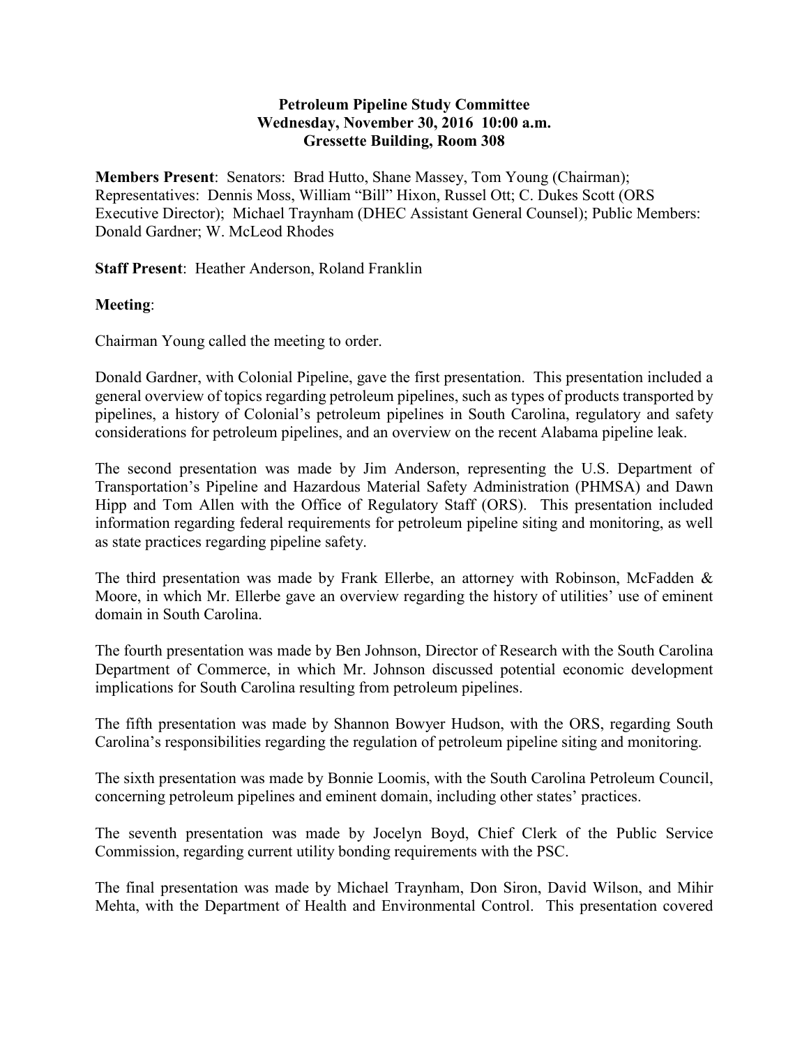**Petroleum Pipeline Study Committee**
**Wednesday, November 30, 2016 10:00 a.m.**
**Gressette Building, Room 308**

**Members Present**: Senators: Brad Hutto, Shane Massey, Tom Young (Chairman); Representatives: Dennis Moss, William "Bill" Hixon, Russel Ott; C. Dukes Scott (ORS Executive Director); Michael Traynham (DHEC Assistant General Counsel); Public Members: Donald Gardner; W. McLeod Rhodes

**Staff Present**: Heather Anderson, Roland Franklin

**Meeting**:

Chairman Young called the meeting to order.

Donald Gardner, with Colonial Pipeline, gave the first presentation. This presentation included a general overview of topics regarding petroleum pipelines, such as types of products transported by pipelines, a history of Colonial's petroleum pipelines in South Carolina, regulatory and safety considerations for petroleum pipelines, and an overview on the recent Alabama pipeline leak.

The second presentation was made by Jim Anderson, representing the U.S. Department of Transportation's Pipeline and Hazardous Material Safety Administration (PHMSA) and Dawn Hipp and Tom Allen with the Office of Regulatory Staff (ORS). This presentation included information regarding federal requirements for petroleum pipeline siting and monitoring, as well as state practices regarding pipeline safety.

The third presentation was made by Frank Ellerbe, an attorney with Robinson, McFadden & Moore, in which Mr. Ellerbe gave an overview regarding the history of utilities' use of eminent domain in South Carolina.

The fourth presentation was made by Ben Johnson, Director of Research with the South Carolina Department of Commerce, in which Mr. Johnson discussed potential economic development implications for South Carolina resulting from petroleum pipelines.

The fifth presentation was made by Shannon Bowyer Hudson, with the ORS, regarding South Carolina's responsibilities regarding the regulation of petroleum pipeline siting and monitoring.

The sixth presentation was made by Bonnie Loomis, with the South Carolina Petroleum Council, concerning petroleum pipelines and eminent domain, including other states' practices.

The seventh presentation was made by Jocelyn Boyd, Chief Clerk of the Public Service Commission, regarding current utility bonding requirements with the PSC.

The final presentation was made by Michael Traynham, Don Siron, David Wilson, and Mihir Mehta, with the Department of Health and Environmental Control. This presentation covered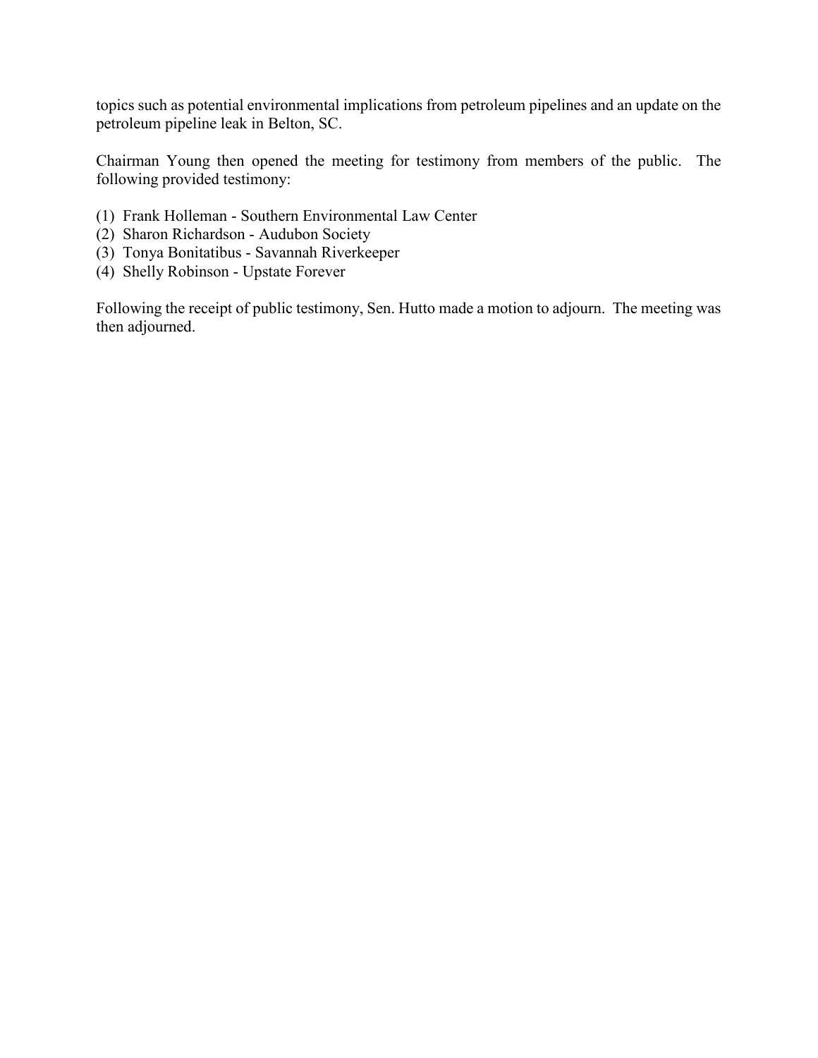topics such as potential environmental implications from petroleum pipelines and an update on the petroleum pipeline leak in Belton, SC.

Chairman Young then opened the meeting for testimony from members of the public. The following provided testimony:

(1) Frank Holleman - Southern Environmental Law Center
(2) Sharon Richardson - Audubon Society
(3) Tonya Bonitatibus - Savannah Riverkeeper
(4) Shelly Robinson - Upstate Forever

Following the receipt of public testimony, Sen. Hutto made a motion to adjourn. The meeting was then adjourned.